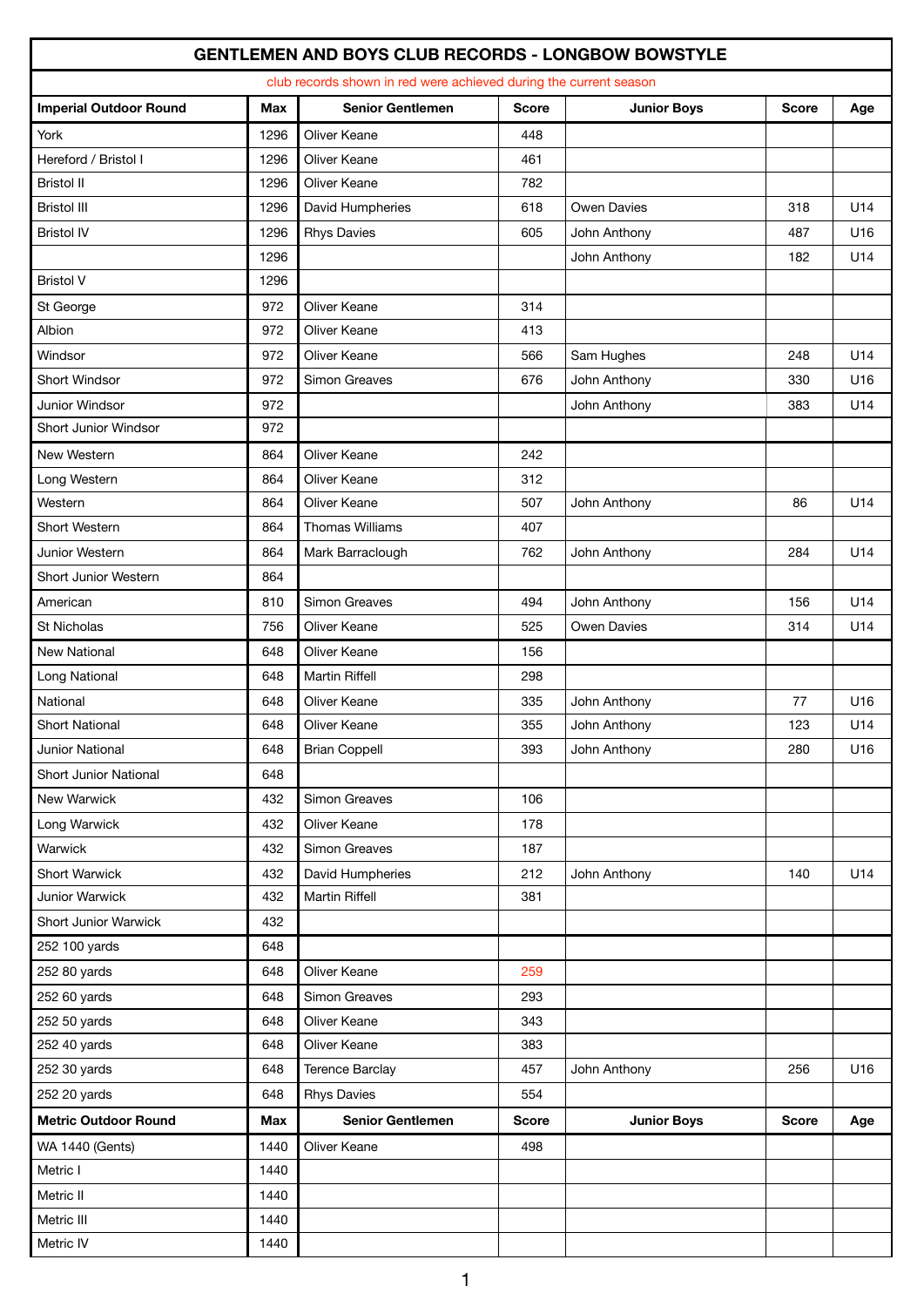# GENTLEMEN AND BOYS CLUB RECORDS - LONGBOW BOWSTYLE

club records shown in red were achieved during the current season

| Imperial Outdoor Round | Max | Senior Gentlemen | Score | Junior Boys | Score | Age |
|---|---|---|---|---|---|---|
| York | 1296 | Oliver Keane | 448 | | | |
| Hereford / Bristol I | 1296 | Oliver Keane | 461 | | | |
| Bristol II | 1296 | Oliver Keane | 782 | | | |
| Bristol III | 1296 | David Humpheries | 618 | Owen Davies | 318 | U14 |
| Bristol IV | 1296 | Rhys Davies | 605 | John Anthony | 487 | U16 |
| | 1296 | | | John Anthony | 182 | U14 |
| Bristol V | 1296 | | | | | |
| St George | 972 | Oliver Keane | 314 | | | |
| Albion | 972 | Oliver Keane | 413 | | | |
| Windsor | 972 | Oliver Keane | 566 | Sam Hughes | 248 | U14 |
| Short Windsor | 972 | Simon Greaves | 676 | John Anthony | 330 | U16 |
| Junior Windsor | 972 | | | John Anthony | 383 | U14 |
| Short Junior Windsor | 972 | | | | | |
| New Western | 864 | Oliver Keane | 242 | | | |
| Long Western | 864 | Oliver Keane | 312 | | | |
| Western | 864 | Oliver Keane | 507 | John Anthony | 86 | U14 |
| Short Western | 864 | Thomas Williams | 407 | | | |
| Junior Western | 864 | Mark Barraclough | 762 | John Anthony | 284 | U14 |
| Short Junior Western | 864 | | | | | |
| American | 810 | Simon Greaves | 494 | John Anthony | 156 | U14 |
| St Nicholas | 756 | Oliver Keane | 525 | Owen Davies | 314 | U14 |
| New National | 648 | Oliver Keane | 156 | | | |
| Long National | 648 | Martin Riffell | 298 | | | |
| National | 648 | Oliver Keane | 335 | John Anthony | 77 | U16 |
| Short National | 648 | Oliver Keane | 355 | John Anthony | 123 | U14 |
| Junior National | 648 | Brian Coppell | 393 | John Anthony | 280 | U16 |
| Short Junior National | 648 | | | | | |
| New Warwick | 432 | Simon Greaves | 106 | | | |
| Long Warwick | 432 | Oliver Keane | 178 | | | |
| Warwick | 432 | Simon Greaves | 187 | | | |
| Short Warwick | 432 | David Humpheries | 212 | John Anthony | 140 | U14 |
| Junior Warwick | 432 | Martin Riffell | 381 | | | |
| Short Junior Warwick | 432 | | | | | |
| 252 100 yards | 648 | | | | | |
| 252 80 yards | 648 | Oliver Keane | 259 | | | |
| 252 60 yards | 648 | Simon Greaves | 293 | | | |
| 252 50 yards | 648 | Oliver Keane | 343 | | | |
| 252 40 yards | 648 | Oliver Keane | 383 | | | |
| 252 30 yards | 648 | Terence Barclay | 457 | John Anthony | 256 | U16 |
| 252 20 yards | 648 | Rhys Davies | 554 | | | |
| **Metric Outdoor Round** | **Max** | **Senior Gentlemen** | **Score** | **Junior Boys** | **Score** | **Age** |
| WA 1440 (Gents) | 1440 | Oliver Keane | 498 | | | |
| Metric I | 1440 | | | | | |
| Metric II | 1440 | | | | | |
| Metric III | 1440 | | | | | |
| Metric IV | 1440 | | | | | |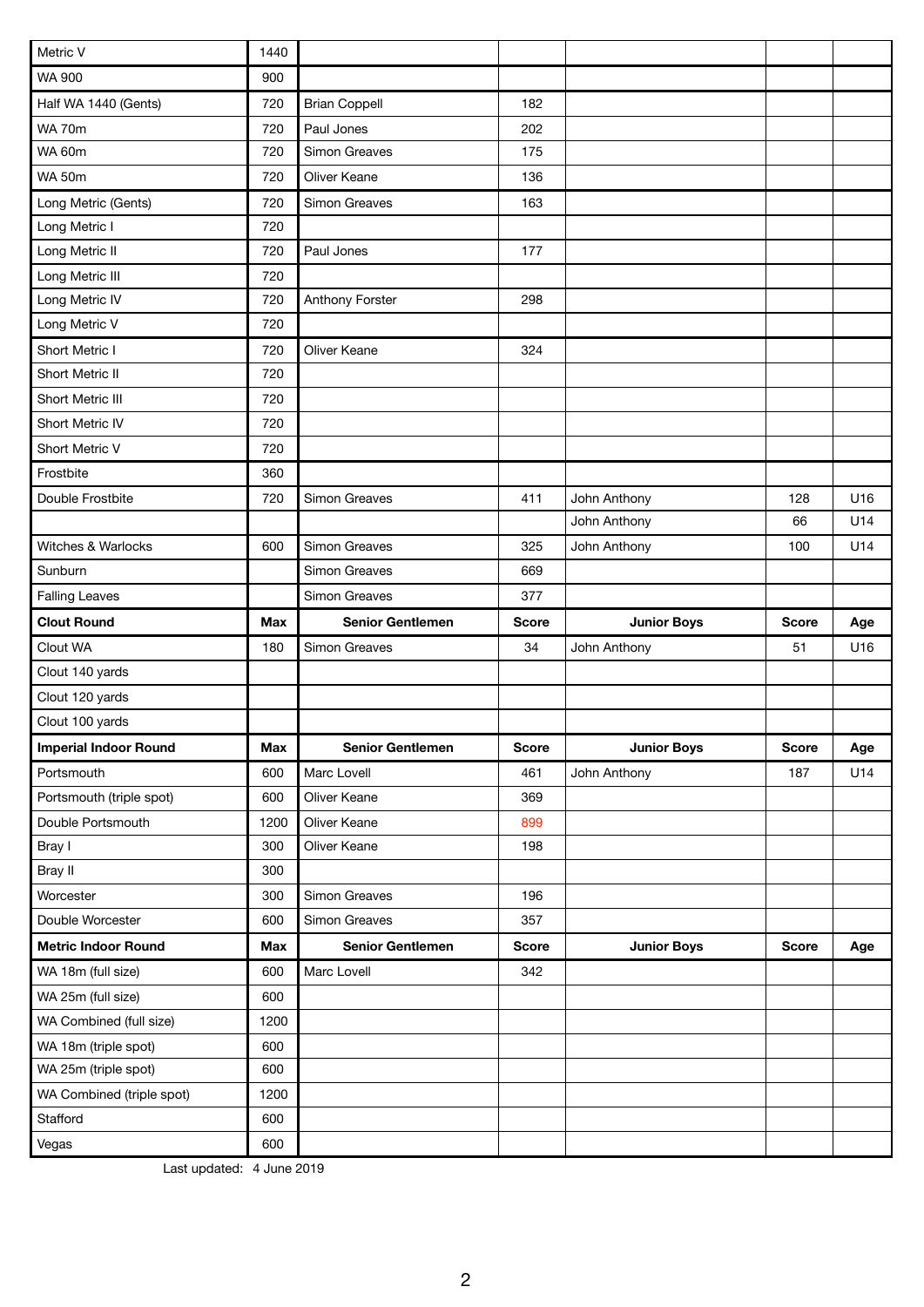| | | | | | | |
|---|---|---|---|---|---|---|
| Metric V | 1440 | | | | | |
| WA 900 | 900 | | | | | |
| Half WA 1440 (Gents) | 720 | Brian Coppell | 182 | | | |
| WA 70m | 720 | Paul Jones | 202 | | | |
| WA 60m | 720 | Simon Greaves | 175 | | | |
| WA 50m | 720 | Oliver Keane | 136 | | | |
| Long Metric (Gents) | 720 | Simon Greaves | 163 | | | |
| Long Metric I | 720 | | | | | |
| Long Metric II | 720 | Paul Jones | 177 | | | |
| Long Metric III | 720 | | | | | |
| Long Metric IV | 720 | Anthony Forster | 298 | | | |
| Long Metric V | 720 | | | | | |
| Short Metric I | 720 | Oliver Keane | 324 | | | |
| Short Metric II | 720 | | | | | |
| Short Metric III | 720 | | | | | |
| Short Metric IV | 720 | | | | | |
| Short Metric V | 720 | | | | | |
| Frostbite | 360 | | | | | |
| Double Frostbite | 720 | Simon Greaves | 411 | John Anthony | 128 | U16 |
| | | | | John Anthony | 66 | U14 |
| Witches & Warlocks | 600 | Simon Greaves | 325 | John Anthony | 100 | U14 |
| Sunburn | | Simon Greaves | 669 | | | |
| Falling Leaves | | Simon Greaves | 377 | | | |
| **Clout Round** | **Max** | **Senior Gentlemen** | **Score** | **Junior Boys** | **Score** | **Age** |
| Clout WA | 180 | Simon Greaves | 34 | John Anthony | 51 | U16 |
| Clout 140 yards | | | | | | |
| Clout 120 yards | | | | | | |
| Clout 100 yards | | | | | | |
| **Imperial Indoor Round** | **Max** | **Senior Gentlemen** | **Score** | **Junior Boys** | **Score** | **Age** |
| Portsmouth | 600 | Marc Lovell | 461 | John Anthony | 187 | U14 |
| Portsmouth (triple spot) | 600 | Oliver Keane | 369 | | | |
| Double Portsmouth | 1200 | Oliver Keane | 899 | | | |
| Bray I | 300 | Oliver Keane | 198 | | | |
| Bray II | 300 | | | | | |
| Worcester | 300 | Simon Greaves | 196 | | | |
| Double Worcester | 600 | Simon Greaves | 357 | | | |
| **Metric Indoor Round** | **Max** | **Senior Gentlemen** | **Score** | **Junior Boys** | **Score** | **Age** |
| WA 18m (full size) | 600 | Marc Lovell | 342 | | | |
| WA 25m (full size) | 600 | | | | | |
| WA Combined (full size) | 1200 | | | | | |
| WA 18m (triple spot) | 600 | | | | | |
| WA 25m (triple spot) | 600 | | | | | |
| WA Combined (triple spot) | 1200 | | | | | |
| Stafford | 600 | | | | | |
| Vegas | 600 | | | | | |

Last updated: 4 June 2019